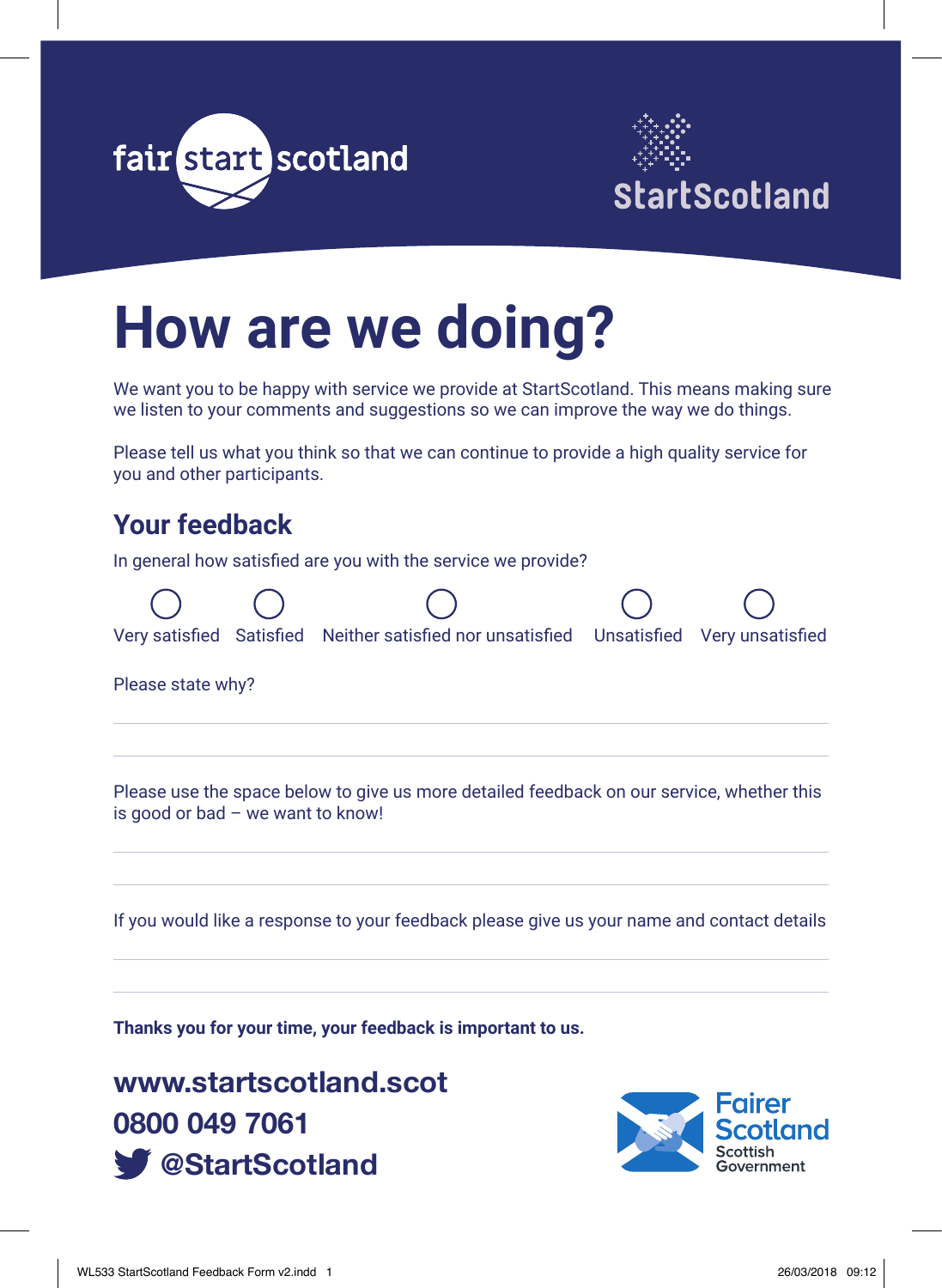fair start scotland

StartScotland

# How are we doing?

We want you to be happy with service we provide at StartScotland. This means making sure we listen to your comments and suggestions so we can improve the way we do things.

Please tell us what you think so that we can continue to provide a high quality service for you and other participants.

## Your feedback

In general how satisfied are you with the service we provide?

- ○ Very satisfied
- ○ Satisfied
- ○ Neither satisfied nor unsatisfied
- ○ Unsatisfied
- ○ Very unsatisfied

Please state why?

______________________________________________

______________________________________________

Please use the space below to give us more detailed feedback on our service, whether this is good or bad – we want to know!

______________________________________________

______________________________________________

If you would like a response to your feedback please give us your name and contact details

______________________________________________

______________________________________________

**Thanks you for your time, your feedback is important to us.**

**www.startscotland.scot**

**0800 049 7061**

**@StartScotland**

Fairer Scotland

Scottish Government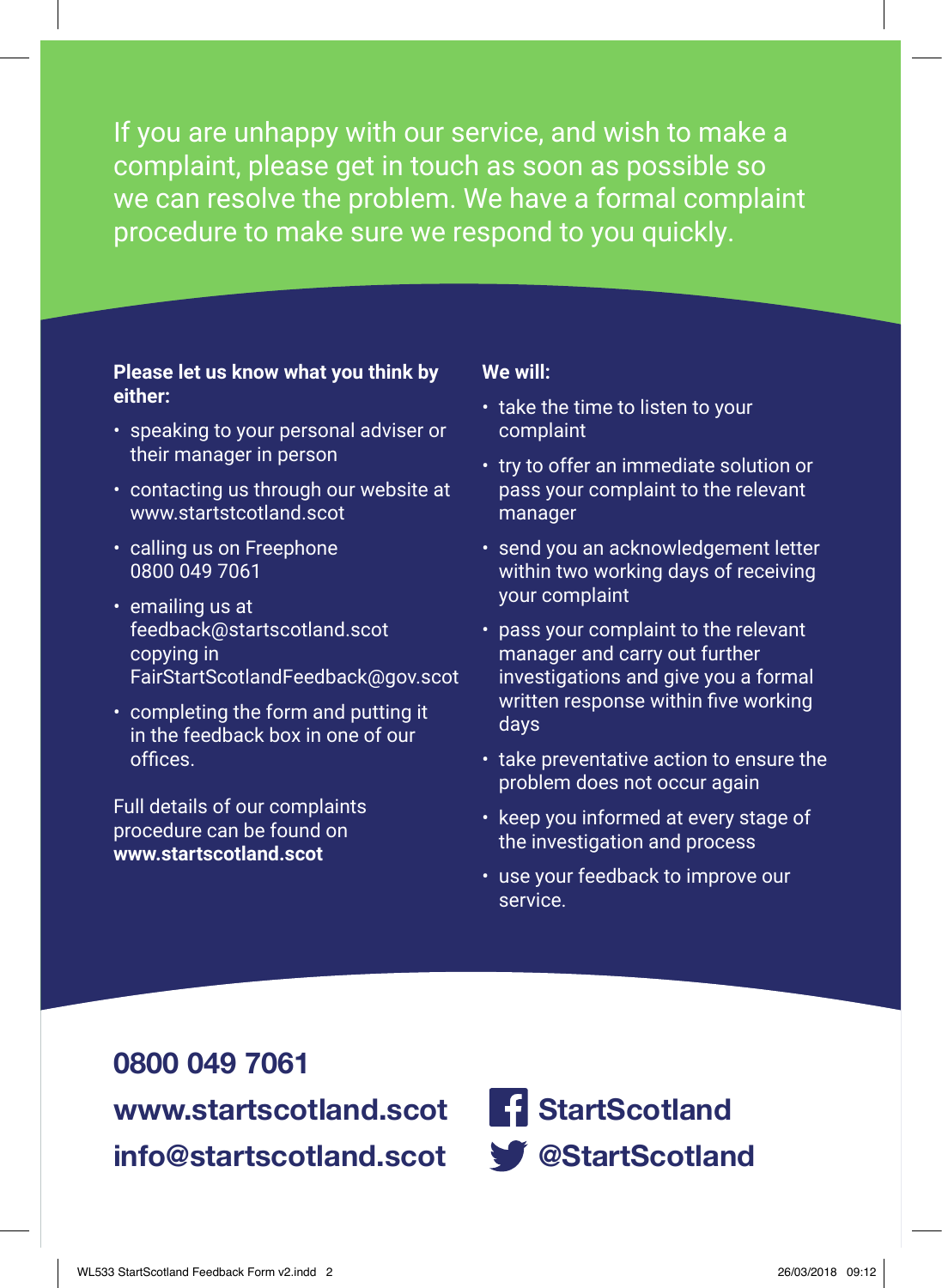If you are unhappy with our service, and wish to make a complaint, please get in touch as soon as possible so we can resolve the problem. We have a formal complaint procedure to make sure we respond to you quickly.

**Please let us know what you think by either:**

- speaking to your personal adviser or their manager in person
- contacting us through our website at www.startstcotland.scot
- calling us on Freephone 0800 049 7061
- emailing us at feedback@startscotland.scot copying in FairStartScotlandFeedback@gov.scot
- completing the form and putting it in the feedback box in one of our offices.

Full details of our complaints procedure can be found on **www.startscotland.scot**

**We will:**

- take the time to listen to your complaint
- try to offer an immediate solution or pass your complaint to the relevant manager
- send you an acknowledgement letter within two working days of receiving your complaint
- pass your complaint to the relevant manager and carry out further investigations and give you a formal written response within five working days
- take preventative action to ensure the problem does not occur again
- keep you informed at every stage of the investigation and process
- use your feedback to improve our service.

**0800 049 7061**

**www.startscotland.scot**

**info@startscotland.scot**

**StartScotland**

**@StartScotland**